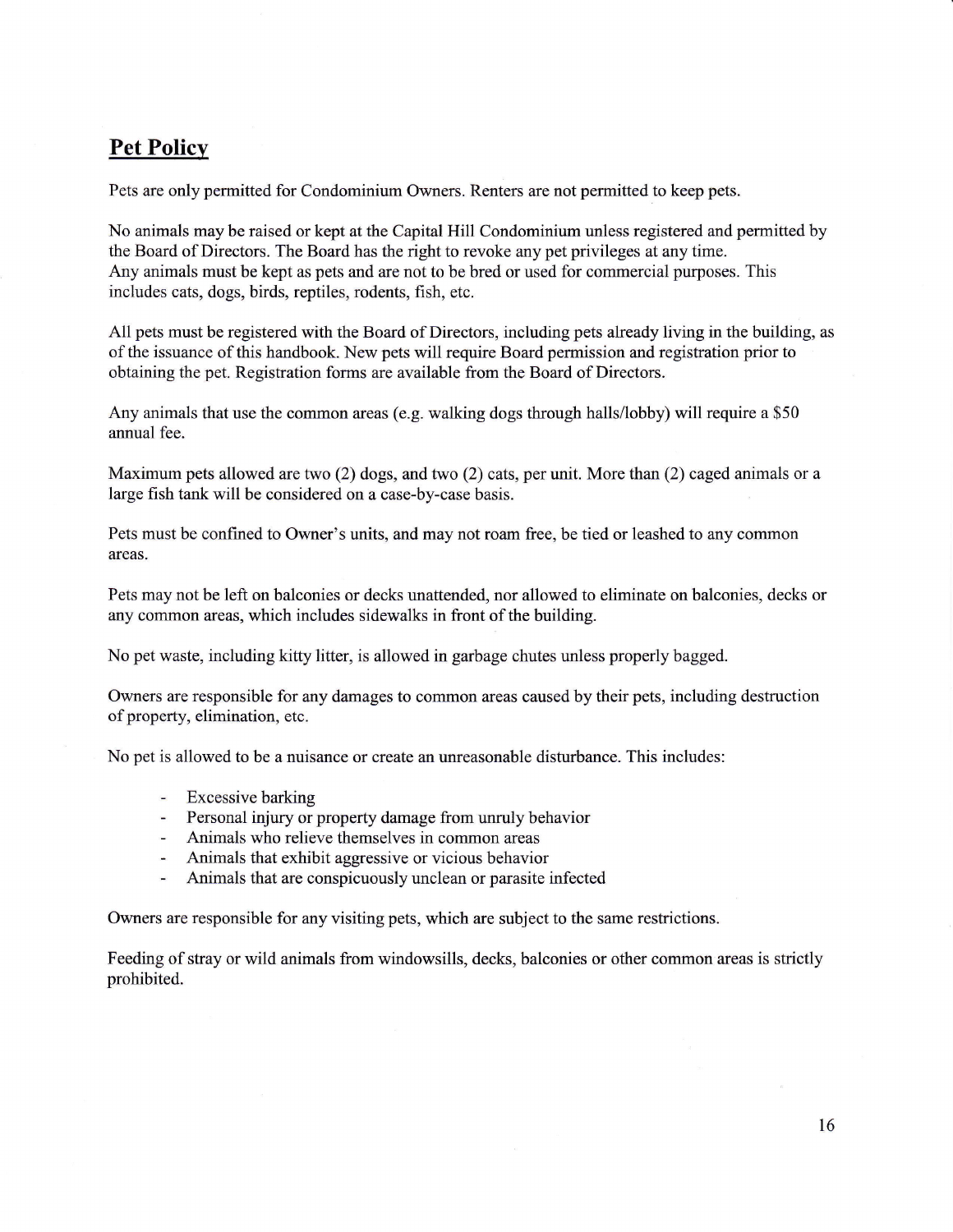## **Pet Policy**

Pets are only permitted for Condominium Owners. Renters are not permitted to keep pets.

No animals may be raised or kept at the Capital Hill Condominium unless registered and permitted by the Board of Directors. The Board has the right to revoke any pet privileges at any time.
Any animals must be kept as pets and are not to be bred or used for commercial purposes. This includes cats, dogs, birds, reptiles, rodents, fish, etc.

All pets must be registered with the Board of Directors, including pets already living in the building, as of the issuance of this handbook. New pets will require Board permission and registration prior to obtaining the pet. Registration forms are available from the Board of Directors.

Any animals that use the common areas (e.g. walking dogs through halls/lobby) will require a $50 annual fee.

Maximum pets allowed are two (2) dogs, and two (2) cats, per unit. More than (2) caged animals or a large fish tank will be considered on a case-by-case basis.

Pets must be confined to Owner's units, and may not roam free, be tied or leashed to any common areas.

Pets may not be left on balconies or decks unattended, nor allowed to eliminate on balconies, decks or any common areas, which includes sidewalks in front of the building.

No pet waste, including kitty litter, is allowed in garbage chutes unless properly bagged.

Owners are responsible for any damages to common areas caused by their pets, including destruction of property, elimination, etc.

No pet is allowed to be a nuisance or create an unreasonable disturbance. This includes:

- Excessive barking
- Personal injury or property damage from unruly behavior
- Animals who relieve themselves in common areas
- Animals that exhibit aggressive or vicious behavior
- Animals that are conspicuously unclean or parasite infected

Owners are responsible for any visiting pets, which are subject to the same restrictions.

Feeding of stray or wild animals from windowsills, decks, balconies or other common areas is strictly prohibited.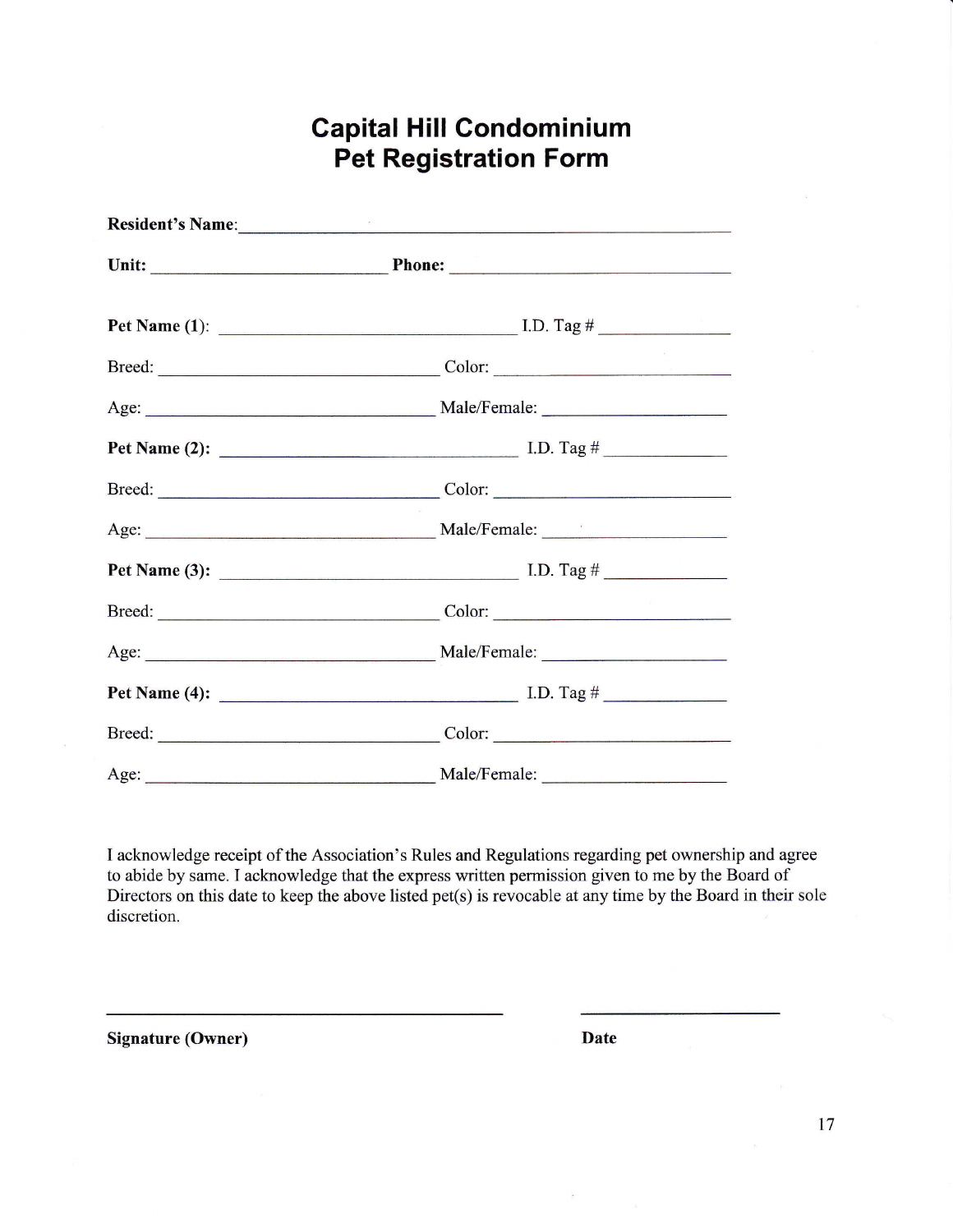# Capital Hill Condominium
# Pet Registration Form

**Resident's Name:** ______________________________________________

**Unit:** ______________________ **Phone:** __________________________

**Pet Name (1):** ____________________________ I.D. Tag # ____________

Breed: ____________________________ Color: ________________________

Age: ______________________________ Male/Female: __________________

**Pet Name (2):** ____________________________ I.D. Tag # ____________

Breed: ____________________________ Color: ________________________

Age: ______________________________ Male/Female: __________________

**Pet Name (3):** ____________________________ I.D. Tag # ____________

Breed: ____________________________ Color: ________________________

Age: ______________________________ Male/Female: __________________

**Pet Name (4):** ____________________________ I.D. Tag # ____________

Breed: ____________________________ Color: ________________________

Age: ______________________________ Male/Female: __________________

I acknowledge receipt of the Association's Rules and Regulations regarding pet ownership and agree to abide by same. I acknowledge that the express written permission given to me by the Board of Directors on this date to keep the above listed pet(s) is revocable at any time by the Board in their sole discretion.

________________________________________ ____________________

**Signature (Owner)** **Date**